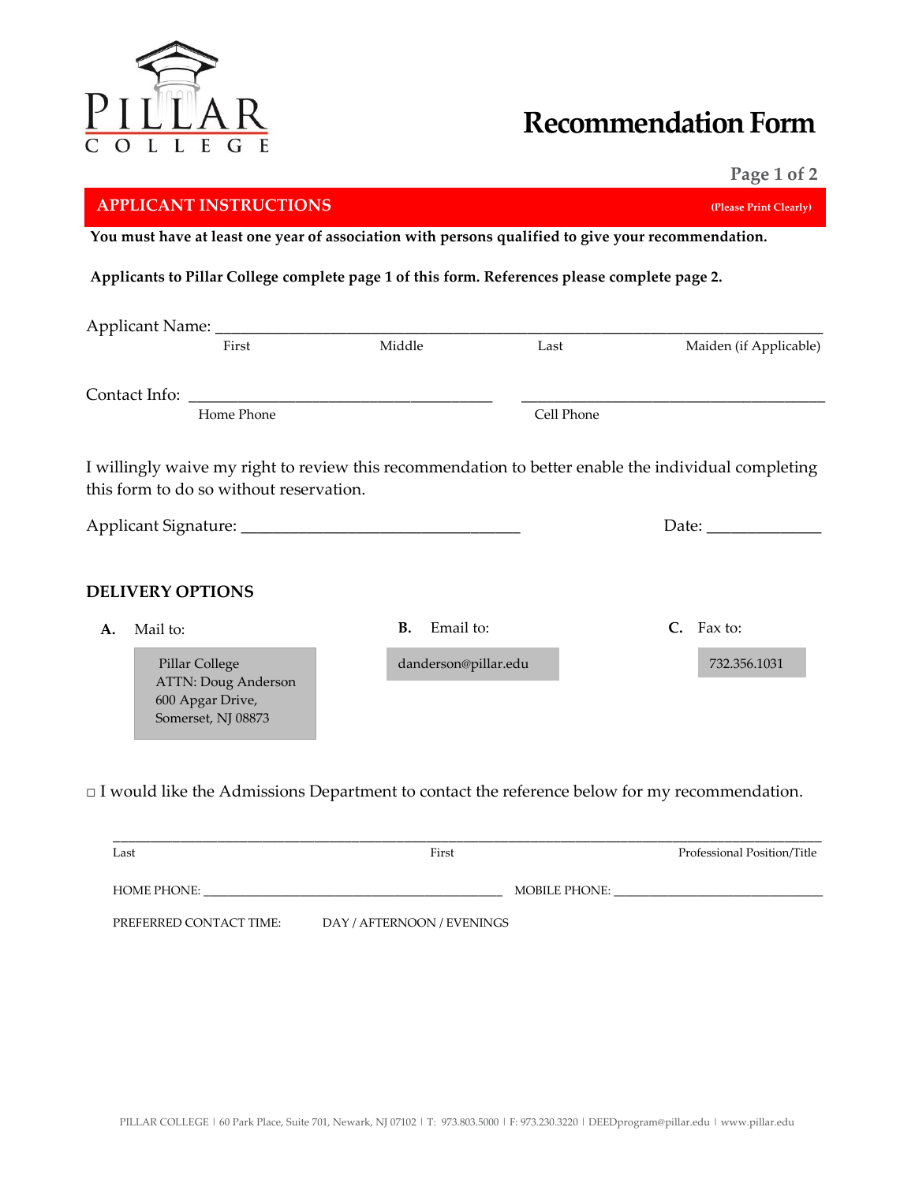PILLAR
COLLEGE

# Recommendation Form

## APPLICANT INSTRUCTIONS

(Please Print Clearly)

**You must have at least one year of association with persons qualified to give your recommendation.**

**Applicants to Pillar College complete page 1 of this form. References please complete page 2.**

Applicant Name: ______________________________________________________________

First | Middle | Last | Maiden (if Applicable)

Contact Info: ______________________________ ______________________________

Home Phone | Cell Phone

I willingly waive my right to review this recommendation to better enable the individual completing this form to do so without reservation.

Applicant Signature: ______________________________ Date: ____________

### DELIVERY OPTIONS

**A.** Mail to:

Pillar College
ATTN: Doug Anderson
600 Apgar Drive,
Somerset, NJ 08873

**B.** Email to:

danderson@pillar.edu

**C.** Fax to:

732.356.1031

□ I would like the Admissions Department to contact the reference below for my recommendation.

______________________________________________________________

Last | First | Professional Position/Title

HOME PHONE: ______________________________ MOBILE PHONE: ______________________________

PREFERRED CONTACT TIME: DAY / AFTERNOON / EVENINGS

PILLAR COLLEGE | 60 Park Place, Suite 701, Newark, NJ 07102 | T: 973.803.5000 | F: 973.230.3220 | DEEDprogram@pillar.edu | www.pillar.edu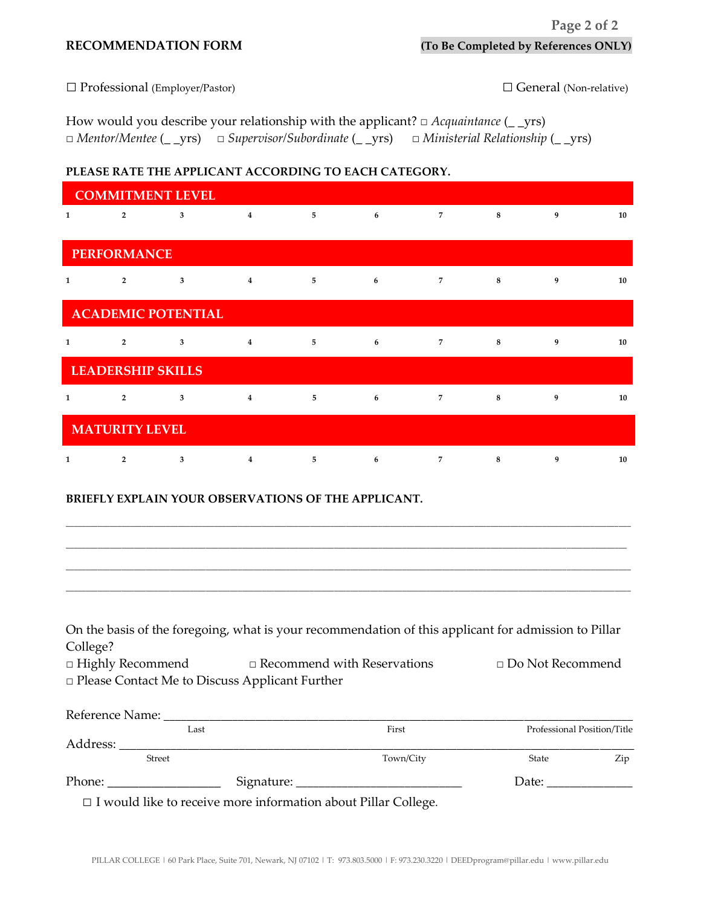**RECOMMENDATION FORM**

**(To Be Completed by References ONLY)**

☐ Professional (Employer/Pastor) ☐ General (Non-relative)

How would you describe your relationship with the applicant? □ *Acquaintance* (_ _yrs) □ *Mentor/Mentee* (_ _yrs) □ *Supervisor/Subordinate* (_ _yrs) □ *Ministerial Relationship* (_ _yrs)

**PLEASE RATE THE APPLICANT ACCORDING TO EACH CATEGORY.**

**COMMITMENT LEVEL**

1 2 3 4 5 6 7 8 9 10

**PERFORMANCE**

1 2 3 4 5 6 7 8 9 10

**ACADEMIC POTENTIAL**

1 2 3 4 5 6 7 8 9 10

**LEADERSHIP SKILLS**

1 2 3 4 5 6 7 8 9 10

**MATURITY LEVEL**

1 2 3 4 5 6 7 8 9 10

**BRIEFLY EXPLAIN YOUR OBSERVATIONS OF THE APPLICANT.**

_______________________________________________________________________________

_______________________________________________________________________________

_______________________________________________________________________________

_______________________________________________________________________________

On the basis of the foregoing, what is your recommendation of this applicant for admission to Pillar College?

□ Highly Recommend □ Recommend with Reservations □ Do Not Recommend

□ Please Contact Me to Discuss Applicant Further

Reference Name: _______________________________________________
Last First Professional Position/Title

Address: _______________________________________________
Street Town/City State Zip

Phone: _______________ Signature: _____________________ Date: ___________

☐ I would like to receive more information about Pillar College.

PILLAR COLLEGE | 60 Park Place, Suite 701, Newark, NJ 07102 | T: 973.803.5000 | F: 973.230.3220 | DEEDprogram@pillar.edu | www.pillar.edu